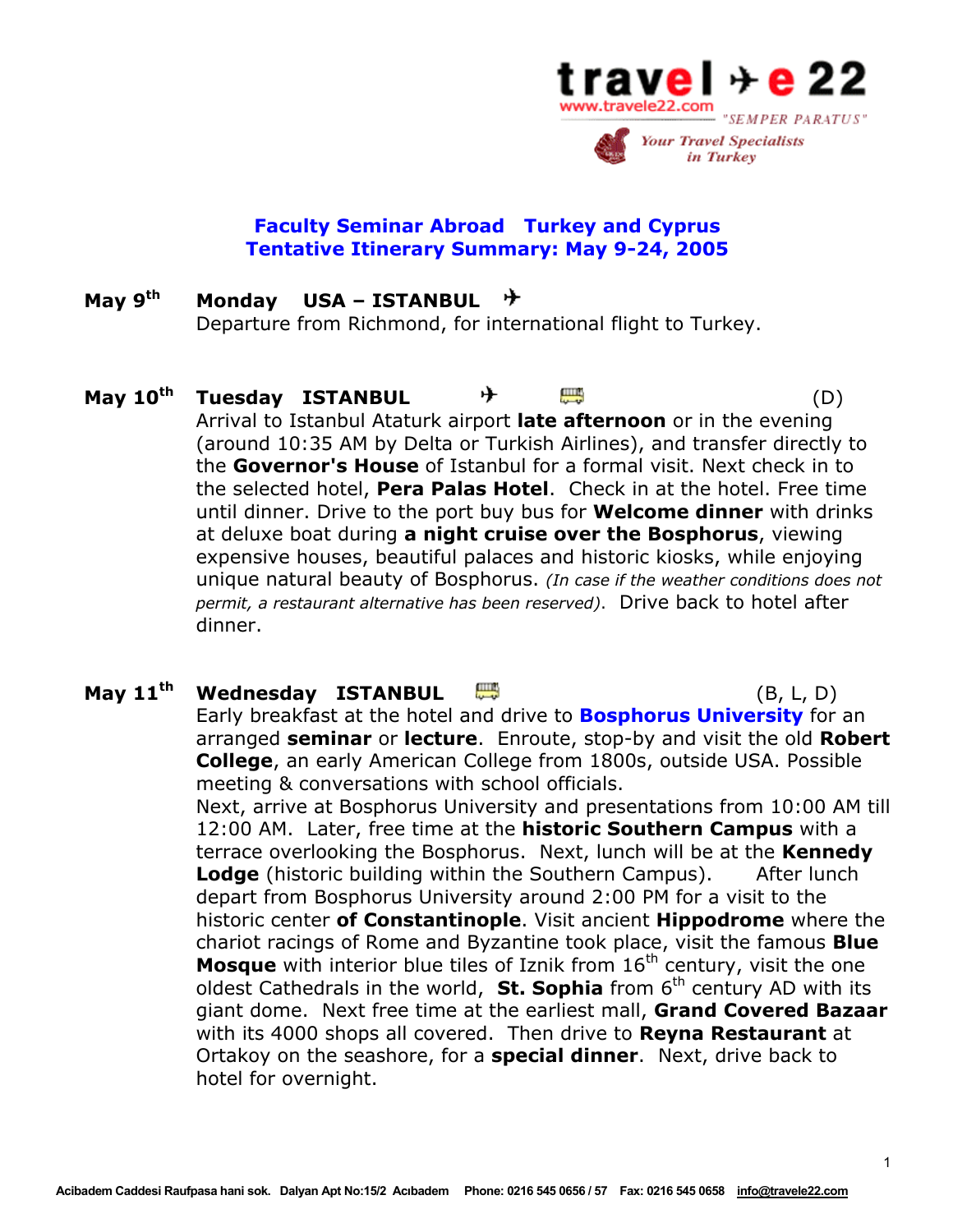travel ✈ e 22
www.travele22.com
"SEMPER PARATUS"
Your Travel Specialists in Turkey

## Faculty Seminar Abroad Turkey and Cyprus
## Tentative Itinerary Summary: May 9-24, 2005

**May 9th** **Monday USA – ISTANBUL** ✈

Departure from Richmond, for international flight to Turkey.

**May 10th** **Tuesday ISTANBUL** ✈ (D)

Arrival to Istanbul Ataturk airport **late afternoon** or in the evening (around 10:35 AM by Delta or Turkish Airlines), and transfer directly to the **Governor's House** of Istanbul for a formal visit. Next check in to the selected hotel, **Pera Palas Hotel**. Check in at the hotel. Free time until dinner. Drive to the port buy bus for **Welcome dinner** with drinks at deluxe boat during **a night cruise over the Bosphorus**, viewing expensive houses, beautiful palaces and historic kiosks, while enjoying unique natural beauty of Bosphorus. *(In case if the weather conditions does not permit, a restaurant alternative has been reserved)*. Drive back to hotel after dinner.

**May 11th** **Wednesday ISTANBUL** (B, L, D)

Early breakfast at the hotel and drive to **Bosphorus University** for an arranged **seminar** or **lecture**. Enroute, stop-by and visit the old **Robert College**, an early American College from 1800s, outside USA. Possible meeting & conversations with school officials.

Next, arrive at Bosphorus University and presentations from 10:00 AM till 12:00 AM. Later, free time at the **historic Southern Campus** with a terrace overlooking the Bosphorus. Next, lunch will be at the **Kennedy Lodge** (historic building within the Southern Campus). After lunch depart from Bosphorus University around 2:00 PM for a visit to the historic center **of Constantinople**. Visit ancient **Hippodrome** where the chariot racings of Rome and Byzantine took place, visit the famous **Blue Mosque** with interior blue tiles of Iznik from 16th century, visit the one oldest Cathedrals in the world, **St. Sophia** from 6th century AD with its giant dome. Next free time at the earliest mall, **Grand Covered Bazaar** with its 4000 shops all covered. Then drive to **Reyna Restaurant** at Ortakoy on the seashore, for a **special dinner**. Next, drive back to hotel for overnight.

Acibadem Caddesi Raufpasa hani sok. Dalyan Apt No:15/2 Acıbadem Phone: 0216 545 0656 / 57 Fax: 0216 545 0658 info@travele22.com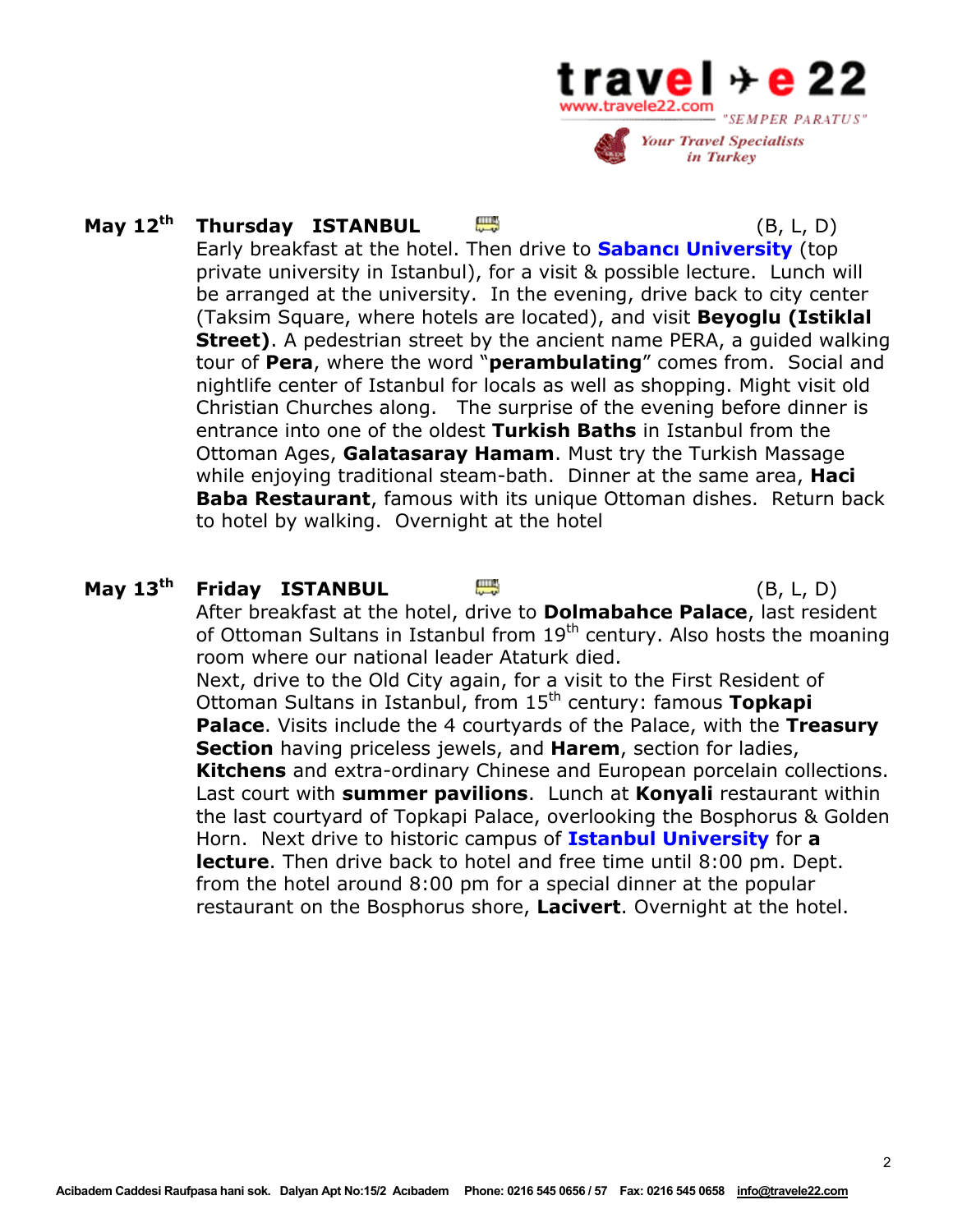**May 12th** **Thursday ISTANBUL** (B, L, D)

Early breakfast at the hotel. Then drive to **Sabancı University** (top private university in Istanbul), for a visit & possible lecture. Lunch will be arranged at the university. In the evening, drive back to city center (Taksim Square, where hotels are located), and visit **Beyoglu (Istiklal Street)**. A pedestrian street by the ancient name PERA, a guided walking tour of **Pera**, where the word "**perambulating**" comes from. Social and nightlife center of Istanbul for locals as well as shopping. Might visit old Christian Churches along. The surprise of the evening before dinner is entrance into one of the oldest **Turkish Baths** in Istanbul from the Ottoman Ages, **Galatasaray Hamam**. Must try the Turkish Massage while enjoying traditional steam-bath. Dinner at the same area, **Haci Baba Restaurant**, famous with its unique Ottoman dishes. Return back to hotel by walking. Overnight at the hotel

**May 13th** **Friday ISTANBUL** (B, L, D)

After breakfast at the hotel, drive to **Dolmabahce Palace**, last resident of Ottoman Sultans in Istanbul from 19th century. Also hosts the moaning room where our national leader Ataturk died.

Next, drive to the Old City again, for a visit to the First Resident of Ottoman Sultans in Istanbul, from 15th century: famous **Topkapi Palace**. Visits include the 4 courtyards of the Palace, with the **Treasury Section** having priceless jewels, and **Harem**, section for ladies, **Kitchens** and extra-ordinary Chinese and European porcelain collections. Last court with **summer pavilions**. Lunch at **Konyali** restaurant within the last courtyard of Topkapi Palace, overlooking the Bosphorus & Golden Horn. Next drive to historic campus of **Istanbul University** for **a lecture**. Then drive back to hotel and free time until 8:00 pm. Dept. from the hotel around 8:00 pm for a special dinner at the popular restaurant on the Bosphorus shore, **Lacivert**. Overnight at the hotel.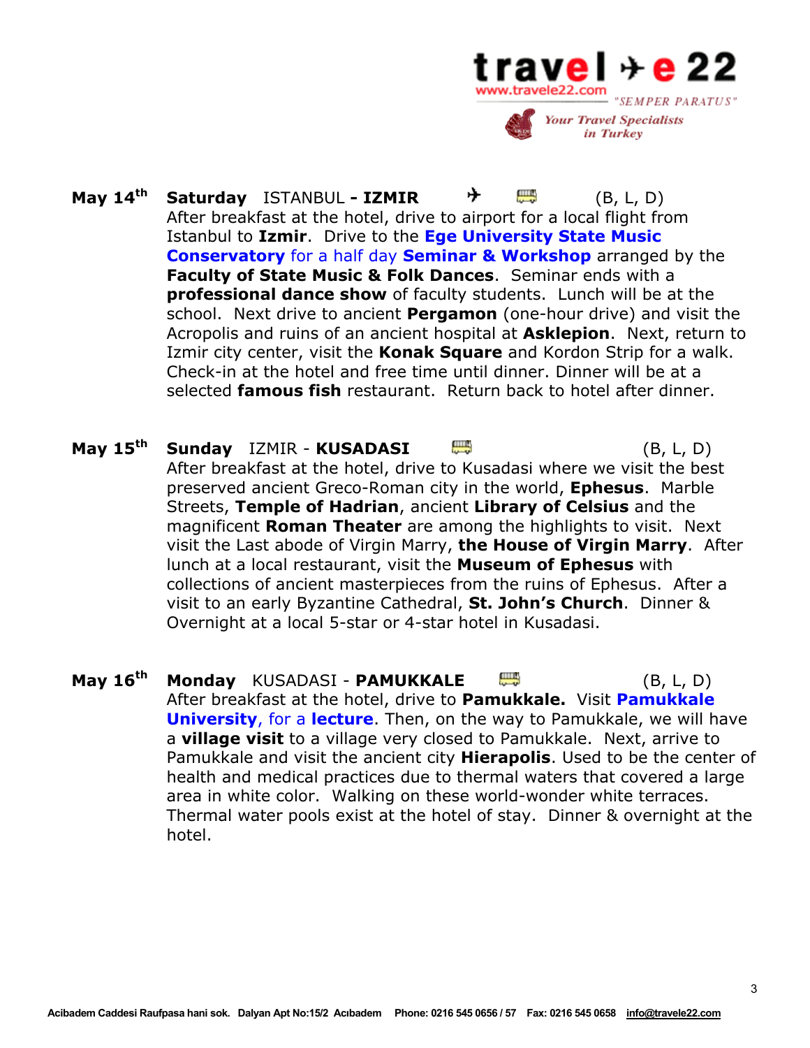**May 14th** **Saturday** ISTANBUL **- IZMIR** (B, L, D)

After breakfast at the hotel, drive to airport for a local flight from Istanbul to **Izmir**. Drive to the **Ege University State Music Conservatory** for a half day **Seminar & Workshop** arranged by the **Faculty of State Music & Folk Dances**. Seminar ends with a **professional dance show** of faculty students. Lunch will be at the school. Next drive to ancient **Pergamon** (one-hour drive) and visit the Acropolis and ruins of an ancient hospital at **Asklepion**. Next, return to Izmir city center, visit the **Konak Square** and Kordon Strip for a walk. Check-in at the hotel and free time until dinner. Dinner will be at a selected **famous fish** restaurant. Return back to hotel after dinner.

**May 15th** **Sunday** IZMIR - **KUSADASI** (B, L, D)

After breakfast at the hotel, drive to Kusadasi where we visit the best preserved ancient Greco-Roman city in the world, **Ephesus**. Marble Streets, **Temple of Hadrian**, ancient **Library of Celsius** and the magnificent **Roman Theater** are among the highlights to visit. Next visit the Last abode of Virgin Marry, **the House of Virgin Marry**. After lunch at a local restaurant, visit the **Museum of Ephesus** with collections of ancient masterpieces from the ruins of Ephesus. After a visit to an early Byzantine Cathedral, **St. John's Church**. Dinner & Overnight at a local 5-star or 4-star hotel in Kusadasi.

**May 16th** **Monday** KUSADASI - **PAMUKKALE** (B, L, D)

After breakfast at the hotel, drive to **Pamukkale.** Visit **Pamukkale University**, for a **lecture**. Then, on the way to Pamukkale, we will have a **village visit** to a village very closed to Pamukkale. Next, arrive to Pamukkale and visit the ancient city **Hierapolis**. Used to be the center of health and medical practices due to thermal waters that covered a large area in white color. Walking on these world-wonder white terraces. Thermal water pools exist at the hotel of stay. Dinner & overnight at the hotel.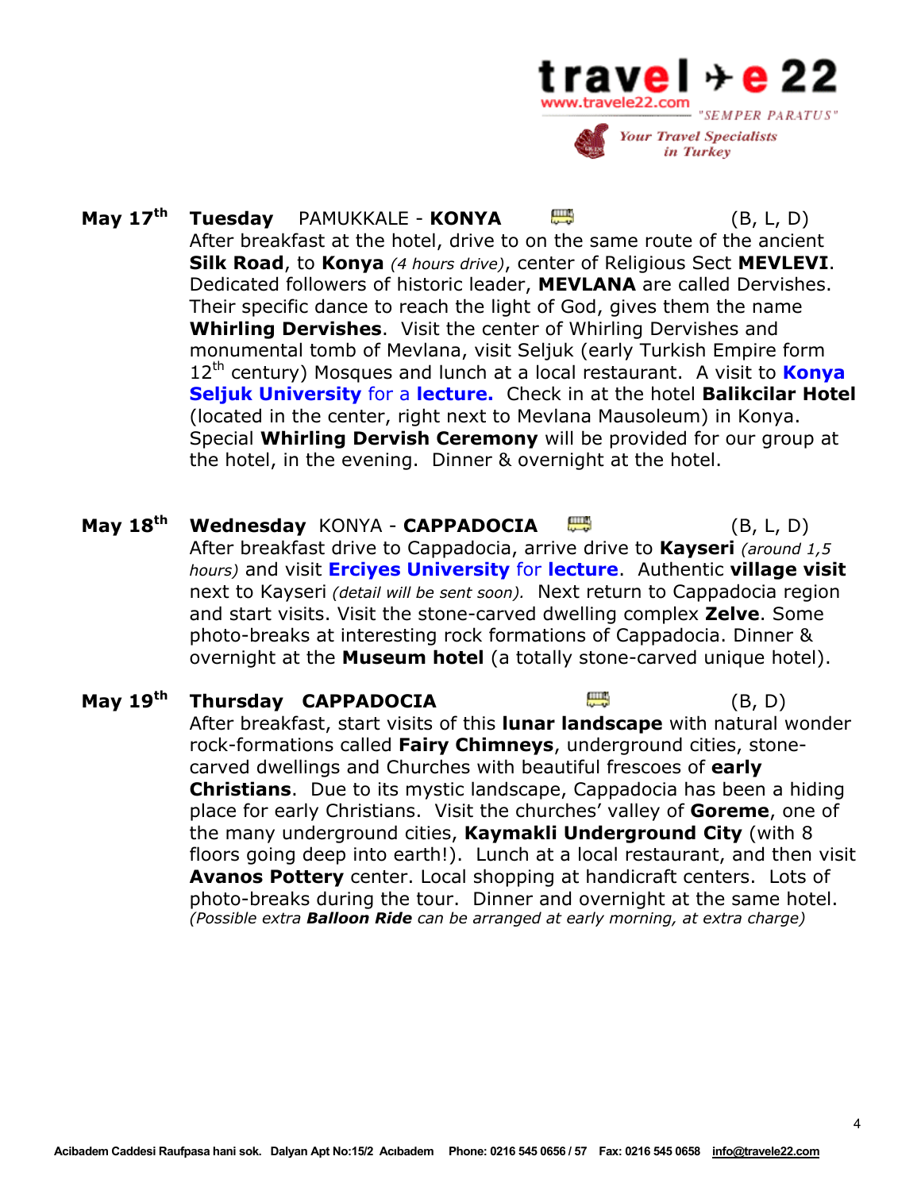**May 17th** **Tuesday** PAMUKKALE - **KONYA** (B, L, D)

After breakfast at the hotel, drive to on the same route of the ancient **Silk Road**, to **Konya** *(4 hours drive)*, center of Religious Sect **MEVLEVI**. Dedicated followers of historic leader, **MEVLANA** are called Dervishes. Their specific dance to reach the light of God, gives them the name **Whirling Dervishes**. Visit the center of Whirling Dervishes and monumental tomb of Mevlana, visit Seljuk (early Turkish Empire form 12th century) Mosques and lunch at a local restaurant. A visit to **Konya Seljuk University** for a **lecture.** Check in at the hotel **Balikcilar Hotel** (located in the center, right next to Mevlana Mausoleum) in Konya. Special **Whirling Dervish Ceremony** will be provided for our group at the hotel, in the evening. Dinner & overnight at the hotel.

**May 18th** **Wednesday** KONYA - **CAPPADOCIA** (B, L, D)

After breakfast drive to Cappadocia, arrive drive to **Kayseri** *(around 1,5 hours)* and visit **Erciyes University** for **lecture**. Authentic **village visit** next to Kayseri *(detail will be sent soon).* Next return to Cappadocia region and start visits. Visit the stone-carved dwelling complex **Zelve**. Some photo-breaks at interesting rock formations of Cappadocia. Dinner & overnight at the **Museum hotel** (a totally stone-carved unique hotel).

**May 19th** **Thursday** **CAPPADOCIA** (B, D)

After breakfast, start visits of this **lunar landscape** with natural wonder rock-formations called **Fairy Chimneys**, underground cities, stone-carved dwellings and Churches with beautiful frescoes of **early Christians**. Due to its mystic landscape, Cappadocia has been a hiding place for early Christians. Visit the churches' valley of **Goreme**, one of the many underground cities, **Kaymakli Underground City** (with 8 floors going deep into earth!). Lunch at a local restaurant, and then visit **Avanos Pottery** center. Local shopping at handicraft centers. Lots of photo-breaks during the tour. Dinner and overnight at the same hotel.

*(Possible extra **Balloon Ride** can be arranged at early morning, at extra charge)*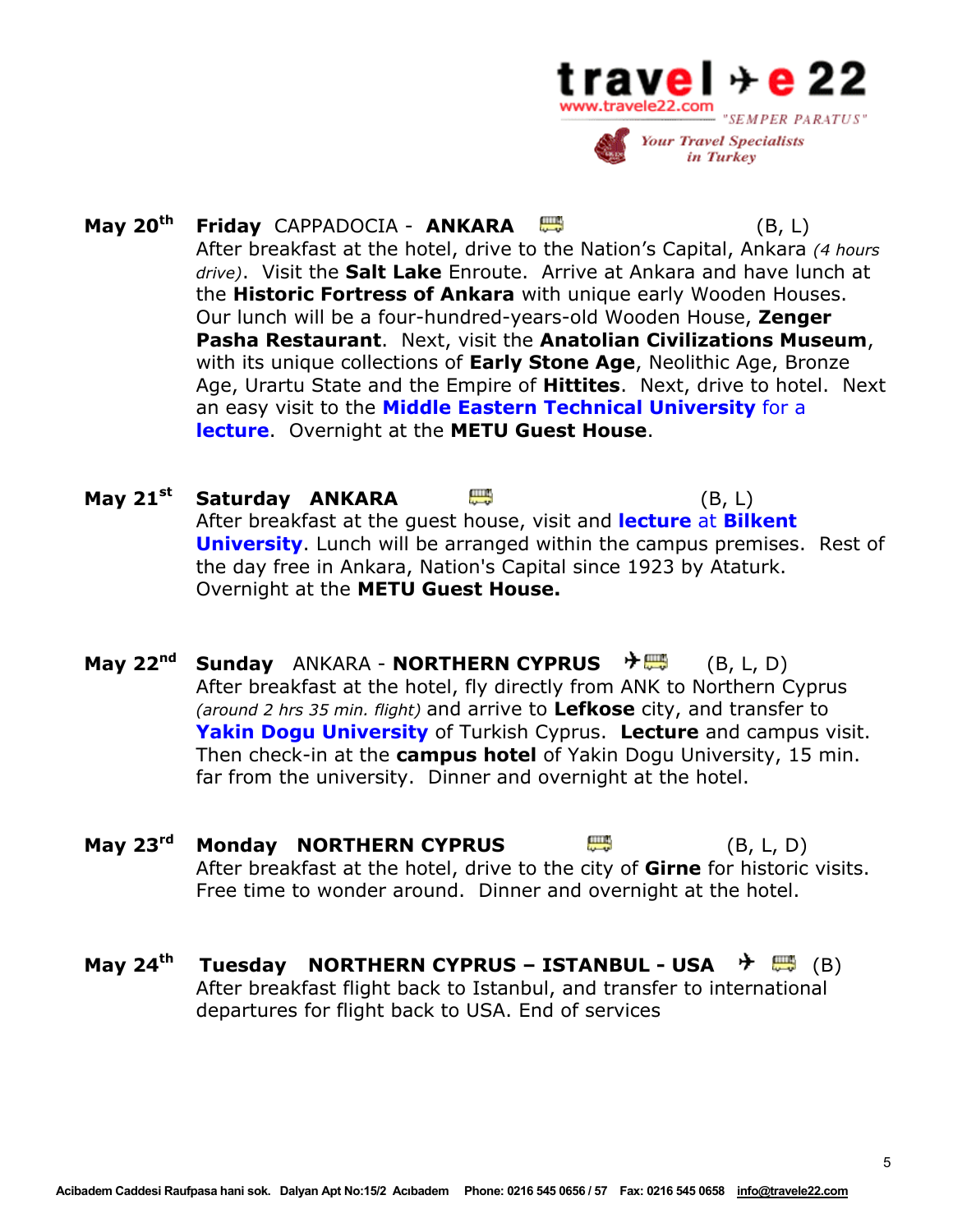**May 20th** **Friday** CAPPADOCIA - **ANKARA** (B, L)

After breakfast at the hotel, drive to the Nation's Capital, Ankara *(4 hours drive)*. Visit the **Salt Lake** Enroute. Arrive at Ankara and have lunch at the **Historic Fortress of Ankara** with unique early Wooden Houses. Our lunch will be a four-hundred-years-old Wooden House, **Zenger Pasha Restaurant**. Next, visit the **Anatolian Civilizations Museum**, with its unique collections of **Early Stone Age**, Neolithic Age, Bronze Age, Urartu State and the Empire of **Hittites**. Next, drive to hotel. Next an easy visit to the **Middle Eastern Technical University** for a **lecture**. Overnight at the **METU Guest House**.

**May 21st** **Saturday** **ANKARA** (B, L)

After breakfast at the guest house, visit and **lecture** at **Bilkent University**. Lunch will be arranged within the campus premises. Rest of the day free in Ankara, Nation's Capital since 1923 by Ataturk. Overnight at the **METU Guest House.**

**May 22nd** **Sunday** ANKARA - **NORTHERN CYPRUS** (B, L, D)

After breakfast at the hotel, fly directly from ANK to Northern Cyprus *(around 2 hrs 35 min. flight)* and arrive to **Lefkose** city, and transfer to **Yakin Dogu University** of Turkish Cyprus. **Lecture** and campus visit. Then check-in at the **campus hotel** of Yakin Dogu University, 15 min. far from the university. Dinner and overnight at the hotel.

**May 23rd** **Monday** **NORTHERN CYPRUS** (B, L, D)

After breakfast at the hotel, drive to the city of **Girne** for historic visits. Free time to wonder around. Dinner and overnight at the hotel.

**May 24th** **Tuesday** **NORTHERN CYPRUS – ISTANBUL - USA** (B)

After breakfast flight back to Istanbul, and transfer to international departures for flight back to USA. End of services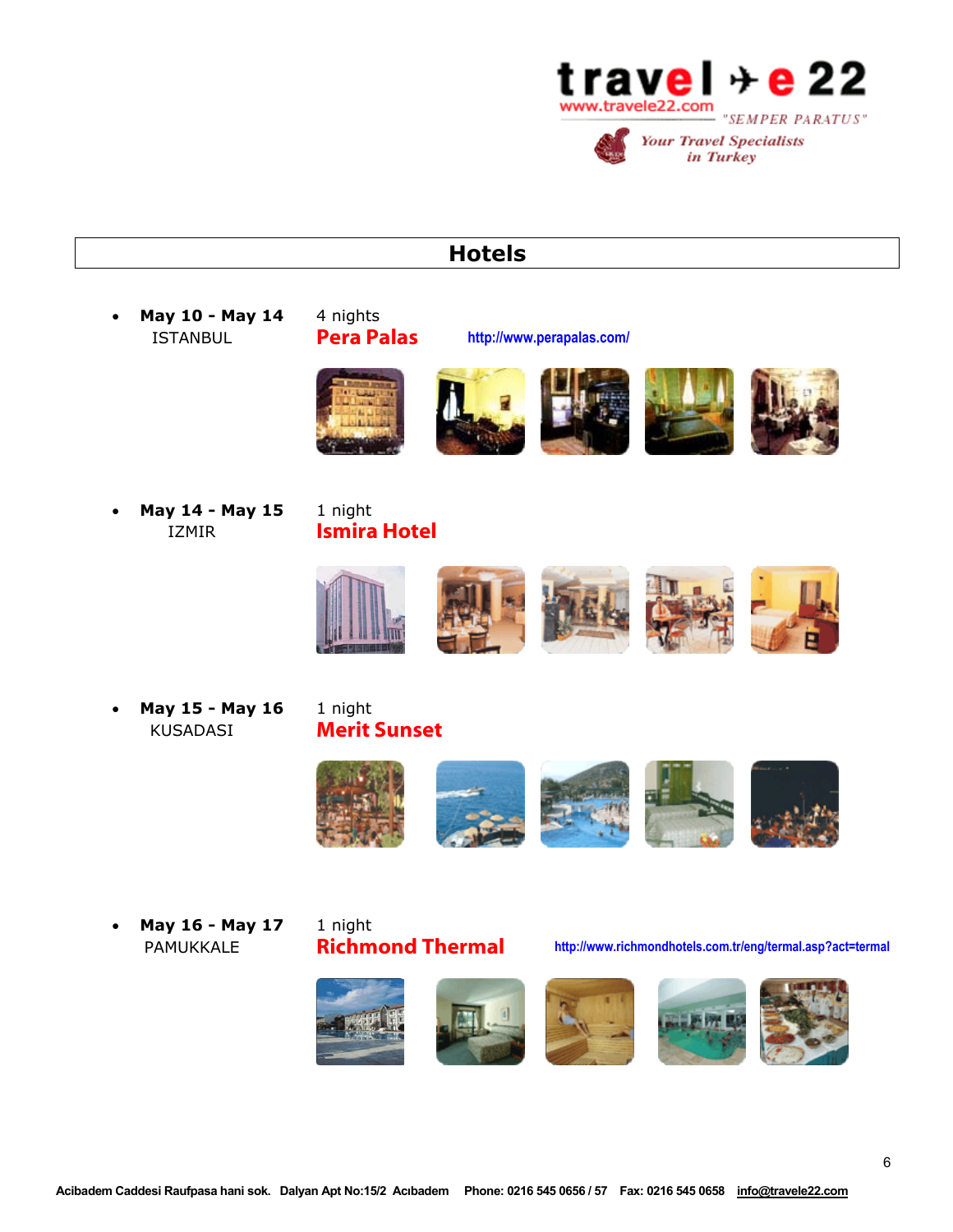## Hotels

- **May 10 - May 14** ISTANBUL
  4 nights
  **Pera Palas** http://www.perapalas.com/

- **May 14 - May 15** IZMIR
  1 night
  **Ismira Hotel**

- **May 15 - May 16** KUSADASI
  1 night
  **Merit Sunset**

- **May 16 - May 17** PAMUKKALE
  1 night
  **Richmond Thermal** http://www.richmondhotels.com.tr/eng/termal.asp?act=termal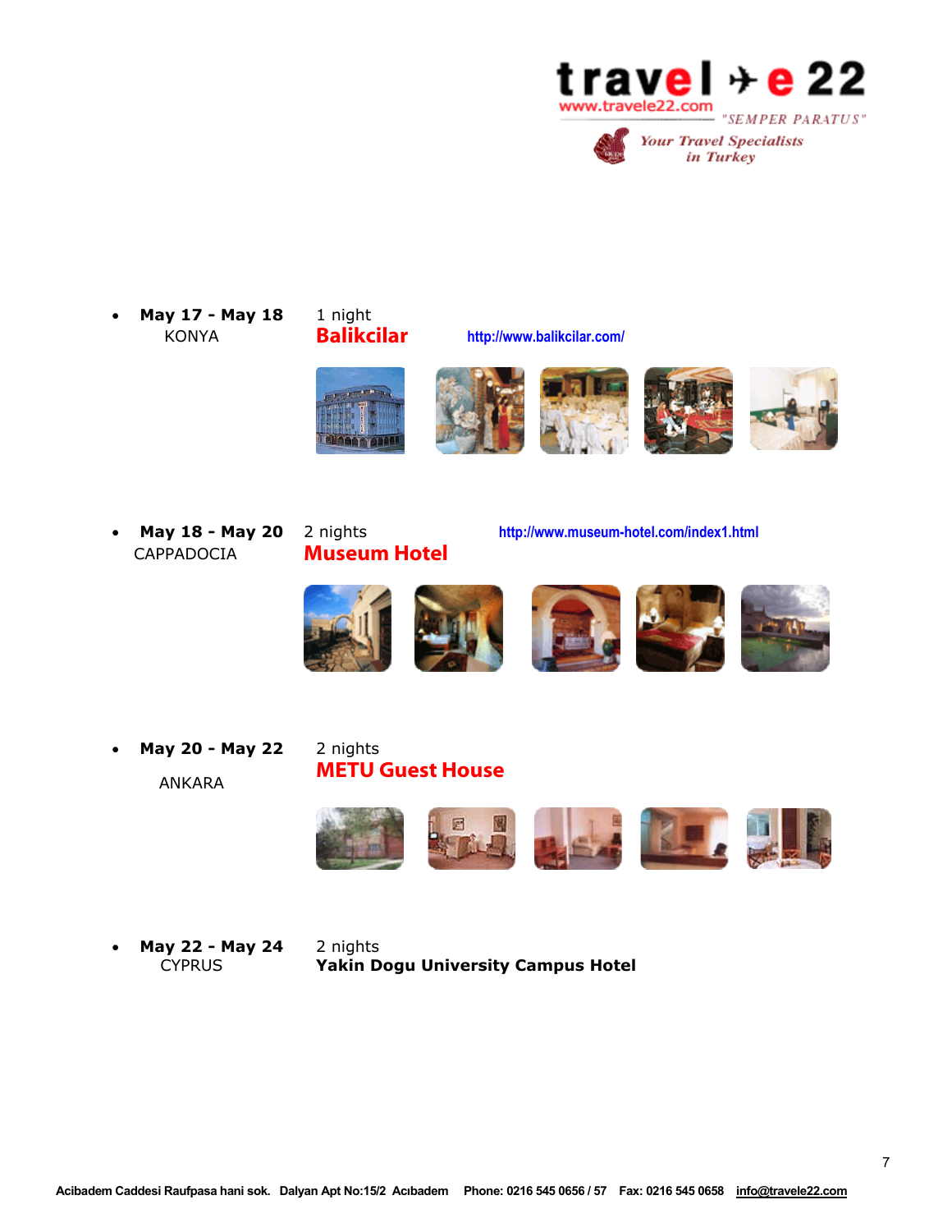- **May 17 - May 18** KONYA — 1 night
  **Balikcilar** http://www.balikcilar.com/

- **May 18 - May 20** CAPPADOCIA — 2 nights
  **Museum Hotel** http://www.museum-hotel.com/index1.html

- **May 20 - May 22** ANKARA — 2 nights
  **METU Guest House**

- **May 22 - May 24** CYPRUS — 2 nights
  **Yakin Dogu University Campus Hotel**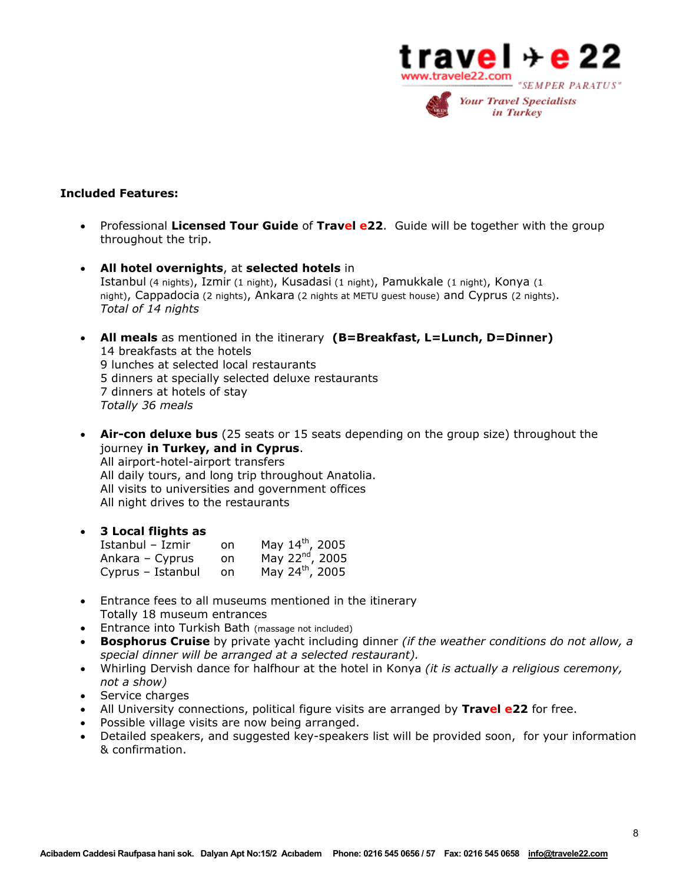**Included Features:**

- Professional **Licensed Tour Guide** of **Travel e22**. Guide will be together with the group throughout the trip.

- **All hotel overnights**, at **selected hotels** in Istanbul (4 nights), Izmir (1 night), Kusadasi (1 night), Pamukkale (1 night), Konya (1 night), Cappadocia (2 nights), Ankara (2 nights at METU guest house) and Cyprus (2 nights).
  *Total of 14 nights*

- **All meals** as mentioned in the itinerary **(B=Breakfast, L=Lunch, D=Dinner)**
  14 breakfasts at the hotels
  9 lunches at selected local restaurants
  5 dinners at specially selected deluxe restaurants
  7 dinners at hotels of stay
  *Totally 36 meals*

- **Air-con deluxe bus** (25 seats or 15 seats depending on the group size) throughout the journey **in Turkey, and in Cyprus**.
  All airport-hotel-airport transfers
  All daily tours, and long trip throughout Anatolia.
  All visits to universities and government offices
  All night drives to the restaurants

- **3 Local flights as**

| | | |
|---|---|---|
| Istanbul – Izmir | on | May 14th, 2005 |
| Ankara – Cyprus | on | May 22nd, 2005 |
| Cyprus – Istanbul | on | May 24th, 2005 |

- Entrance fees to all museums mentioned in the itinerary
  Totally 18 museum entrances
- Entrance into Turkish Bath (massage not included)
- **Bosphorus Cruise** by private yacht including dinner *(if the weather conditions do not allow, a special dinner will be arranged at a selected restaurant).*
- Whirling Dervish dance for halfhour at the hotel in Konya *(it is actually a religious ceremony, not a show)*
- Service charges
- All University connections, political figure visits are arranged by **Travel e22** for free.
- Possible village visits are now being arranged.
- Detailed speakers, and suggested key-speakers list will be provided soon, for your information & confirmation.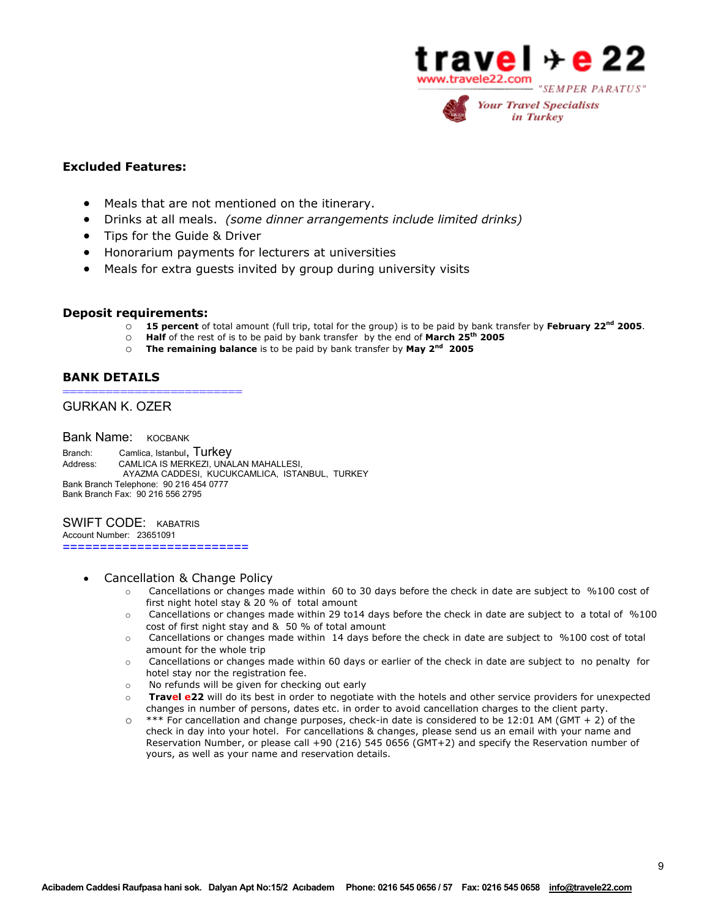### Excluded Features:

- Meals that are not mentioned on the itinerary.
- Drinks at all meals. *(some dinner arrangements include limited drinks)*
- Tips for the Guide & Driver
- Honorarium payments for lecturers at universities
- Meals for extra guests invited by group during university visits

### Deposit requirements:

- **15 percent** of total amount (full trip, total for the group) is to be paid by bank transfer by **February 22nd 2005**.
- **Half** of the rest of is to be paid by bank transfer by the end of **March 25th 2005**
- **The remaining balance** is to be paid by bank transfer by **May 2nd 2005**

### BANK DETAILS

========================

GURKAN K. OZER

Bank Name: KOCBANK

Branch: Camlica, Istanbul, Turkey
Address: CAMLICA IS MERKEZI, UNALAN MAHALLESI,
AYAZMA CADDESI, KUCUKCAMLICA, ISTANBUL, TURKEY
Bank Branch Telephone: 90 216 454 0777
Bank Branch Fax: 90 216 556 2795

SWIFT CODE: KABATRIS
Account Number: 23651091

========================

- Cancellation & Change Policy
  - Cancellations or changes made within 60 to 30 days before the check in date are subject to %100 cost of first night hotel stay & 20 % of total amount
  - Cancellations or changes made within 29 to14 days before the check in date are subject to a total of %100 cost of first night stay and & 50 % of total amount
  - Cancellations or changes made within 14 days before the check in date are subject to %100 cost of total amount for the whole trip
  - Cancellations or changes made within 60 days or earlier of the check in date are subject to no penalty for hotel stay nor the registration fee.
  - No refunds will be given for checking out early
  - **Travel e22** will do its best in order to negotiate with the hotels and other service providers for unexpected changes in number of persons, dates etc. in order to avoid cancellation charges to the client party.
  - *** For cancellation and change purposes, check-in date is considered to be 12:01 AM (GMT + 2) of the check in day into your hotel. For cancellations & changes, please send us an email with your name and Reservation Number, or please call +90 (216) 545 0656 (GMT+2) and specify the Reservation number of yours, as well as your name and reservation details.